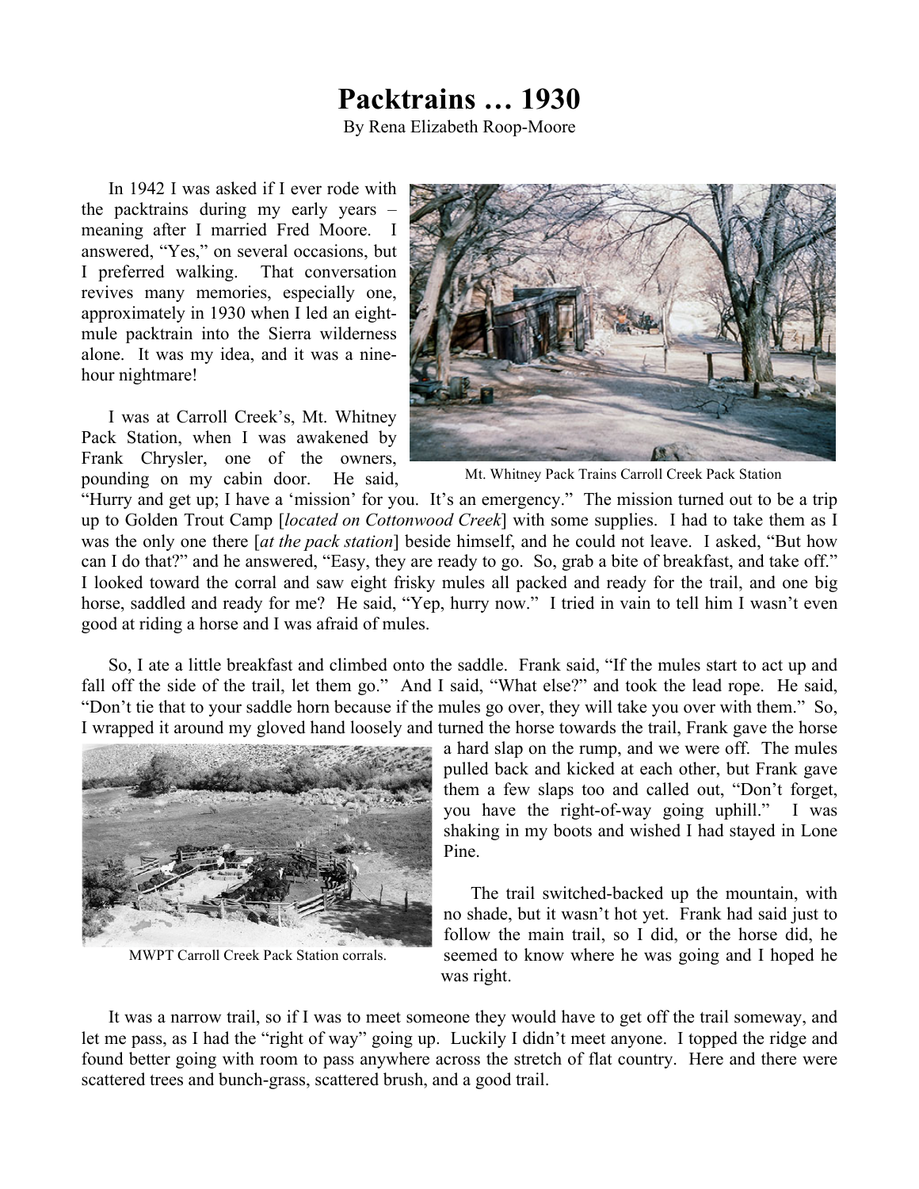# Packtrains … 1930

By Rena Elizabeth Roop-Moore

In 1942 I was asked if I ever rode with the packtrains during my early years – meaning after I married Fred Moore. I answered, "Yes," on several occasions, but I preferred walking. That conversation revives many memories, especially one, approximately in 1930 when I led an eight-mule packtrain into the Sierra wilderness alone. It was my idea, and it was a nine-hour nightmare!

Mt. Whitney Pack Trains Carroll Creek Pack Station

I was at Carroll Creek's, Mt. Whitney Pack Station, when I was awakened by Frank Chrysler, one of the owners, pounding on my cabin door. He said, "Hurry and get up; I have a 'mission' for you. It's an emergency." The mission turned out to be a trip up to Golden Trout Camp [*located on Cottonwood Creek*] with some supplies. I had to take them as I was the only one there [*at the pack station*] beside himself, and he could not leave. I asked, "But how can I do that?" and he answered, "Easy, they are ready to go. So, grab a bite of breakfast, and take off." I looked toward the corral and saw eight frisky mules all packed and ready for the trail, and one big horse, saddled and ready for me? He said, "Yep, hurry now." I tried in vain to tell him I wasn't even good at riding a horse and I was afraid of mules.

So, I ate a little breakfast and climbed onto the saddle. Frank said, "If the mules start to act up and fall off the side of the trail, let them go." And I said, "What else?" and took the lead rope. He said, "Don't tie that to your saddle horn because if the mules go over, they will take you over with them." So, I wrapped it around my gloved hand loosely and turned the horse towards the trail, Frank gave the horse a hard slap on the rump, and we were off. The mules pulled back and kicked at each other, but Frank gave them a few slaps too and called out, "Don't forget, you have the right-of-way going uphill." I was shaking in my boots and wished I had stayed in Lone Pine.

MWPT Carroll Creek Pack Station corrals.

The trail switched-backed up the mountain, with no shade, but it wasn't hot yet. Frank had said just to follow the main trail, so I did, or the horse did, he seemed to know where he was going and I hoped he was right.

It was a narrow trail, so if I was to meet someone they would have to get off the trail someway, and let me pass, as I had the "right of way" going up. Luckily I didn't meet anyone. I topped the ridge and found better going with room to pass anywhere across the stretch of flat country. Here and there were scattered trees and bunch-grass, scattered brush, and a good trail.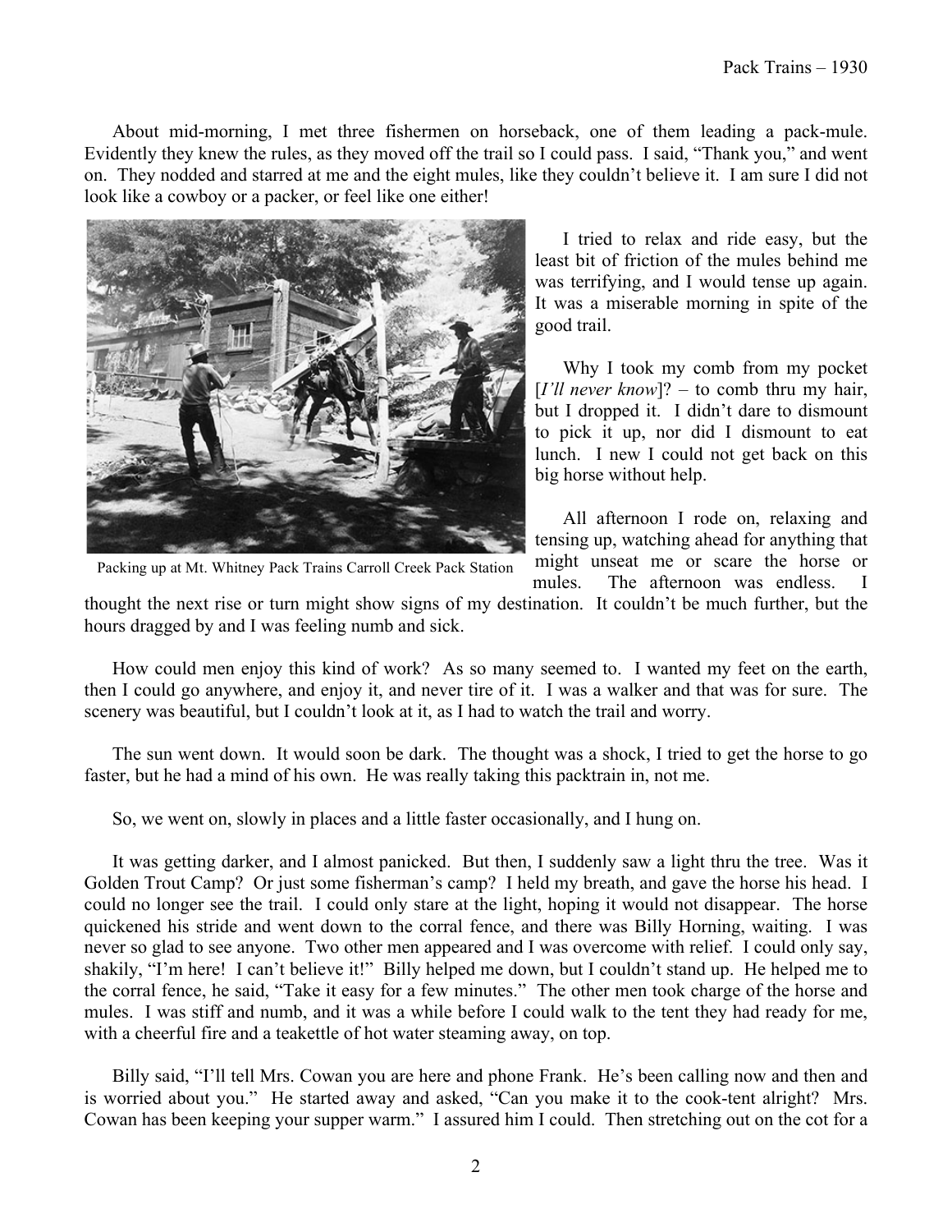About mid-morning, I met three fishermen on horseback, one of them leading a pack-mule. Evidently they knew the rules, as they moved off the trail so I could pass. I said, "Thank you," and went on. They nodded and starred at me and the eight mules, like they couldn't believe it. I am sure I did not look like a cowboy or a packer, or feel like one either!

Packing up at Mt. Whitney Pack Trains Carroll Creek Pack Station

I tried to relax and ride easy, but the least bit of friction of the mules behind me was terrifying, and I would tense up again. It was a miserable morning in spite of the good trail.

Why I took my comb from my pocket [*I'll never know*]? – to comb thru my hair, but I dropped it. I didn't dare to dismount to pick it up, nor did I dismount to eat lunch. I new I could not get back on this big horse without help.

All afternoon I rode on, relaxing and tensing up, watching ahead for anything that might unseat me or scare the horse or mules. The afternoon was endless. I thought the next rise or turn might show signs of my destination. It couldn't be much further, but the hours dragged by and I was feeling numb and sick.

How could men enjoy this kind of work? As so many seemed to. I wanted my feet on the earth, then I could go anywhere, and enjoy it, and never tire of it. I was a walker and that was for sure. The scenery was beautiful, but I couldn't look at it, as I had to watch the trail and worry.

The sun went down. It would soon be dark. The thought was a shock, I tried to get the horse to go faster, but he had a mind of his own. He was really taking this packtrain in, not me.

So, we went on, slowly in places and a little faster occasionally, and I hung on.

It was getting darker, and I almost panicked. But then, I suddenly saw a light thru the tree. Was it Golden Trout Camp? Or just some fisherman's camp? I held my breath, and gave the horse his head. I could no longer see the trail. I could only stare at the light, hoping it would not disappear. The horse quickened his stride and went down to the corral fence, and there was Billy Horning, waiting. I was never so glad to see anyone. Two other men appeared and I was overcome with relief. I could only say, shakily, "I'm here! I can't believe it!" Billy helped me down, but I couldn't stand up. He helped me to the corral fence, he said, "Take it easy for a few minutes." The other men took charge of the horse and mules. I was stiff and numb, and it was a while before I could walk to the tent they had ready for me, with a cheerful fire and a teakettle of hot water steaming away, on top.

Billy said, "I'll tell Mrs. Cowan you are here and phone Frank. He's been calling now and then and is worried about you." He started away and asked, "Can you make it to the cook-tent alright? Mrs. Cowan has been keeping your supper warm." I assured him I could. Then stretching out on the cot for a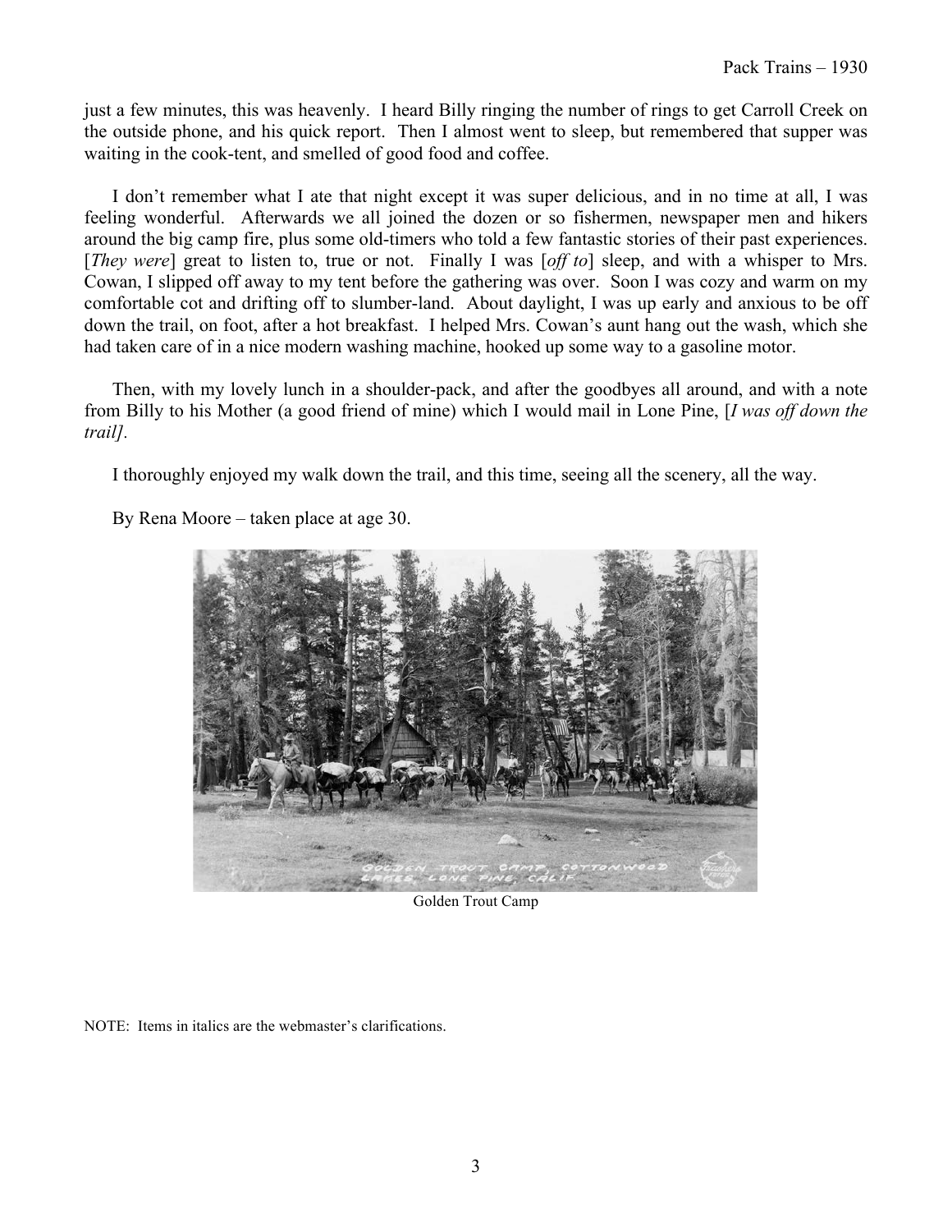just a few minutes, this was heavenly. I heard Billy ringing the number of rings to get Carroll Creek on the outside phone, and his quick report. Then I almost went to sleep, but remembered that supper was waiting in the cook-tent, and smelled of good food and coffee.

I don't remember what I ate that night except it was super delicious, and in no time at all, I was feeling wonderful. Afterwards we all joined the dozen or so fishermen, newspaper men and hikers around the big camp fire, plus some old-timers who told a few fantastic stories of their past experiences. [*They were*] great to listen to, true or not. Finally I was [*off to*] sleep, and with a whisper to Mrs. Cowan, I slipped off away to my tent before the gathering was over. Soon I was cozy and warm on my comfortable cot and drifting off to slumber-land. About daylight, I was up early and anxious to be off down the trail, on foot, after a hot breakfast. I helped Mrs. Cowan's aunt hang out the wash, which she had taken care of in a nice modern washing machine, hooked up some way to a gasoline motor.

Then, with my lovely lunch in a shoulder-pack, and after the goodbyes all around, and with a note from Billy to his Mother (a good friend of mine) which I would mail in Lone Pine, [*I was off down the trail]*.

I thoroughly enjoyed my walk down the trail, and this time, seeing all the scenery, all the way.

By Rena Moore – taken place at age 30.

Golden Trout Camp

NOTE: Items in italics are the webmaster's clarifications.